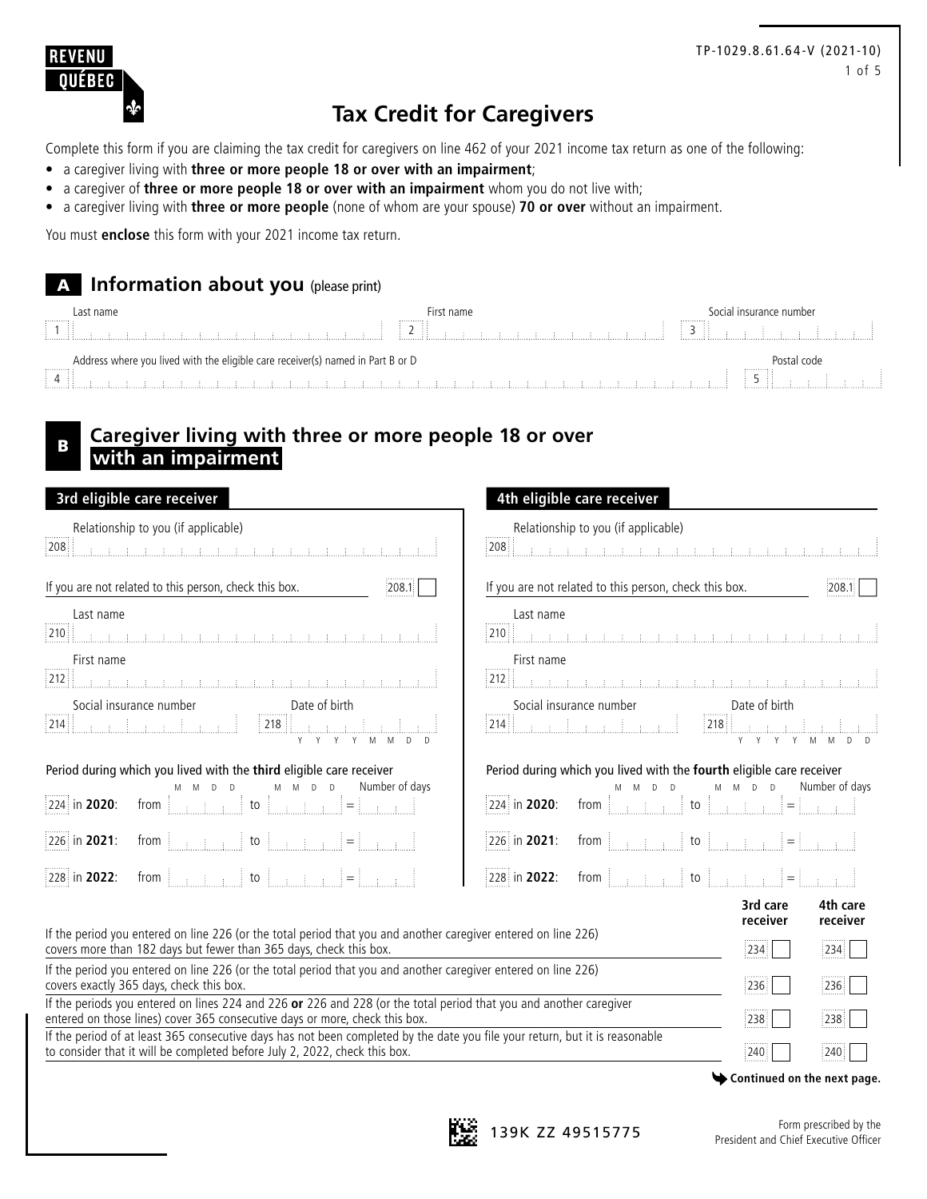REVENU QUÉBEC

TP-1029.8.61.64-V (2021-10)

# Tax Credit for Caregivers

Complete this form if you are claiming the tax credit for caregivers on line 462 of your 2021 income tax return as one of the following:

- a caregiver living with **three or more people 18 or over with an impairment**;
- a caregiver of **three or more people 18 or over with an impairment** whom you do not live with;
- a caregiver living with **three or more people** (none of whom are your spouse) **70 or over** without an impairment.

You must **enclose** this form with your 2021 income tax return.

## A Information about you (please print)

| | | |
|---|---|---|
| 1 Last name | 2 First name | 3 Social insurance number |
| 4 Address where you lived with the eligible care receiver(s) named in Part B or D | | 5 Postal code |

## B Caregiver living with three or more people 18 or over with an impairment

### 3rd eligible care receiver

208 Relationship to you (if applicable)

If you are not related to this person, check this box. 208.1 ☐

210 Last name

212 First name

214 Social insurance number

218 Date of birth (Y Y Y Y M M D D)

Period during which you lived with the **third** eligible care receiver

| | From (M M D D) | To (M M D D) | Number of days |
|---|---|---|---|
| 224 in **2020**: | | | = |
| 226 in **2021**: | | | = |
| 228 in **2022**: | | | = |

### 4th eligible care receiver

208 Relationship to you (if applicable)

If you are not related to this person, check this box. 208.1 ☐

210 Last name

212 First name

214 Social insurance number

218 Date of birth (Y Y Y Y M M D D)

Period during which you lived with the **fourth** eligible care receiver

| | From (M M D D) | To (M M D D) | Number of days |
|---|---|---|---|
| 224 in **2020**: | | | = |
| 226 in **2021**: | | | = |
| 228 in **2022**: | | | = |

| | 3rd care receiver | 4th care receiver |
|---|---|---|
| If the period you entered on line 226 (or the total period that you and another caregiver entered on line 226) covers more than 182 days but fewer than 365 days, check this box. | 234 ☐ | 234 ☐ |
| If the period you entered on line 226 (or the total period that you and another caregiver entered on line 226) covers exactly 365 days, check this box. | 236 ☐ | 236 ☐ |
| If the periods you entered on lines 224 and 226 **or** 226 and 228 (or the total period that you and another caregiver entered on those lines) cover 365 consecutive days or more, check this box. | 238 ☐ | 238 ☐ |
| If the period of at least 365 consecutive days has not been completed by the date you file your return, but it is reasonable to consider that it will be completed before July 2, 2022, check this box. | 240 ☐ | 240 ☐ |

**Continued on the next page.**

139K ZZ 49515775

Form prescribed by the President and Chief Executive Officer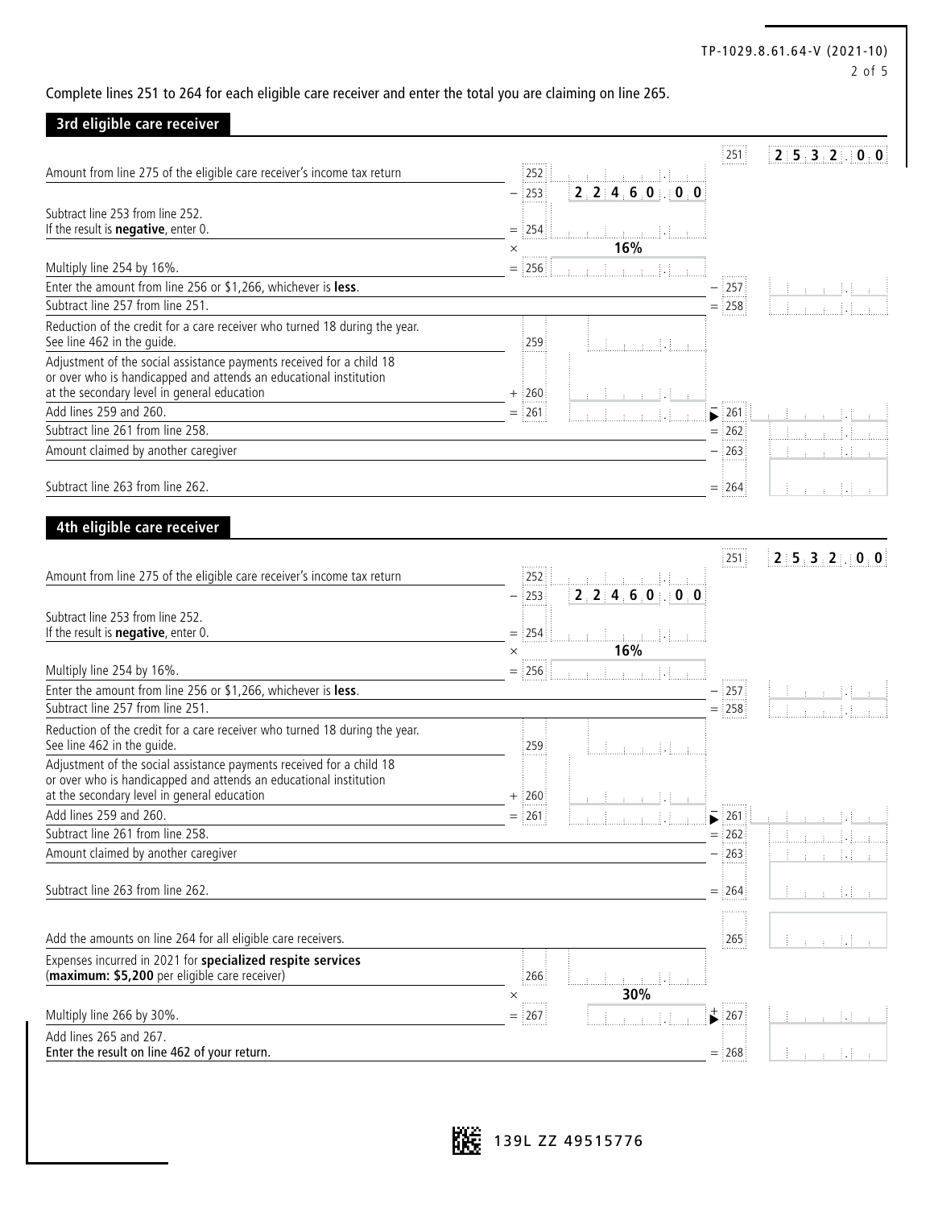Complete lines 251 to 264 for each eligible care receiver and enter the total you are claiming on line 265.

## 3rd eligible care receiver

| Description | Line | Amount | Line | Amount |
|---|---|---|---|---|
| | | | 251 | 2 532.00 |
| Amount from line 275 of the eligible care receiver's income tax return | 252 | | | |
| | − 253 | 22 460.00 | | |
| Subtract line 253 from line 252. If the result is **negative**, enter 0. | = 254 | | | |
| | × | 16% | | |
| Multiply line 254 by 16%. | = 256 | | | |
| Enter the amount from line 256 or $1,266, whichever is **less**. | | | − 257 | |
| Subtract line 257 from line 251. | | | = 258 | |
| Reduction of the credit for a care receiver who turned 18 during the year. See line 462 in the guide. | 259 | | | |
| Adjustment of the social assistance payments received for a child 18 or over who is handicapped and attends an educational institution at the secondary level in general education | + 260 | | | |
| Add lines 259 and 260. | = 261 | | − 261 | |
| Subtract line 261 from line 258. | | | = 262 | |
| Amount claimed by another caregiver | | | − 263 | |
| Subtract line 263 from line 262. | | | = 264 | |

## 4th eligible care receiver

| Description | Line | Amount | Line | Amount |
|---|---|---|---|---|
| | | | 251 | 2 532.00 |
| Amount from line 275 of the eligible care receiver's income tax return | 252 | | | |
| | − 253 | 22 460.00 | | |
| Subtract line 253 from line 252. If the result is **negative**, enter 0. | = 254 | | | |
| | × | 16% | | |
| Multiply line 254 by 16%. | = 256 | | | |
| Enter the amount from line 256 or $1,266, whichever is **less**. | | | − 257 | |
| Subtract line 257 from line 251. | | | = 258 | |
| Reduction of the credit for a care receiver who turned 18 during the year. See line 462 in the guide. | 259 | | | |
| Adjustment of the social assistance payments received for a child 18 or over who is handicapped and attends an educational institution at the secondary level in general education | + 260 | | | |
| Add lines 259 and 260. | = 261 | | − 261 | |
| Subtract line 261 from line 258. | | | = 262 | |
| Amount claimed by another caregiver | | | − 263 | |
| Subtract line 263 from line 262. | | | = 264 | |

| Description | Line | Amount | Line | Amount |
|---|---|---|---|---|
| Add the amounts on line 264 for all eligible care receivers. | | | 265 | |
| Expenses incurred in 2021 for **specialized respite services** (**maximum: $5,200** per eligible care receiver) | 266 | | | |
| | × | 30% | | |
| Multiply line 266 by 30%. | = 267 | | + 267 | |
| Add lines 265 and 267. **Enter the result on line 462 of your return.** | | | = 268 | |

139L ZZ 49515776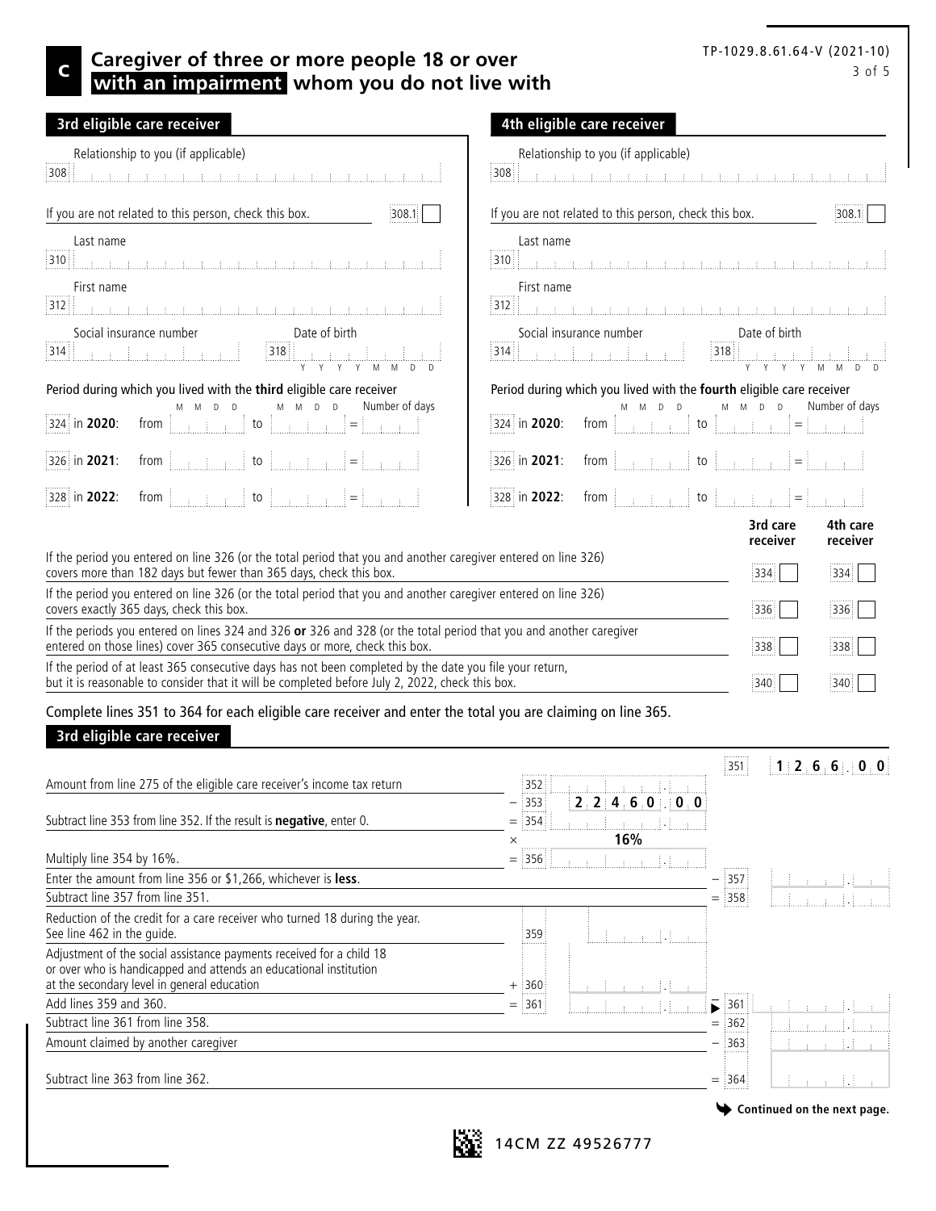# C Caregiver of three or more people 18 or over **with an impairment** whom you do not live with

TP-1029.8.61.64-V (2021-10)

## 3rd eligible care receiver

Relationship to you (if applicable)
308

If you are not related to this person, check this box. 308.1 ☐

Last name
310

First name
312

Social insurance number
314

Date of birth
318 Y Y Y Y M M D D

Period during which you lived with the **third** eligible care receiver

| | | M M D D | | M M D D | | Number of days |
|---|---|---|---|---|---|---|
| 324 in **2020**: | from | | to | | = | |
| 326 in **2021**: | from | | to | | = | |
| 328 in **2022**: | from | | to | | = | |

## 4th eligible care receiver

Relationship to you (if applicable)
308

If you are not related to this person, check this box. 308.1 ☐

Last name
310

First name
312

Social insurance number
314

Date of birth
318 Y Y Y Y M M D D

Period during which you lived with the **fourth** eligible care receiver

| | | M M D D | | M M D D | | Number of days |
|---|---|---|---|---|---|---|
| 324 in **2020**: | from | | to | | = | |
| 326 in **2021**: | from | | to | | = | |
| 328 in **2022**: | from | | to | | = | |

| | 3rd care receiver | 4th care receiver |
|---|---|---|
| If the period you entered on line 326 (or the total period that you and another caregiver entered on line 326) covers more than 182 days but fewer than 365 days, check this box. | 334 ☐ | 334 ☐ |
| If the period you entered on line 326 (or the total period that you and another caregiver entered on line 326) covers exactly 365 days, check this box. | 336 ☐ | 336 ☐ |
| If the periods you entered on lines 324 and 326 **or** 326 and 328 (or the total period that you and another caregiver entered on those lines) cover 365 consecutive days or more, check this box. | 338 ☐ | 338 ☐ |
| If the period of at least 365 consecutive days has not been completed by the date you file your return, but it is reasonable to consider that it will be completed before July 2, 2022, check this box. | 340 ☐ | 340 ☐ |

Complete lines 351 to 364 for each eligible care receiver and enter the total you are claiming on line 365.

## 3rd eligible care receiver

| | | | | |
|---|---|---|---|---|
| | | | 351 | 1 266.00 |
| Amount from line 275 of the eligible care receiver's income tax return | 352 | | | |
| | − 353 | 22 460.00 | | |
| Subtract line 353 from line 352. If the result is **negative**, enter 0. | = 354 | | | |
| | × | 16% | | |
| Multiply line 354 by 16%. | = 356 | | | |
| Enter the amount from line 356 or $1,266, whichever is **less**. | | | − 357 | |
| Subtract line 357 from line 351. | | | = 358 | |
| Reduction of the credit for a care receiver who turned 18 during the year. See line 462 in the guide. | 359 | | | |
| Adjustment of the social assistance payments received for a child 18 or over who is handicapped and attends an educational institution at the secondary level in general education | + 360 | | | |
| Add lines 359 and 360. | = 361 | | ► 361 | |
| Subtract line 361 from line 358. | | | = 362 | |
| Amount claimed by another caregiver | | | − 363 | |
| Subtract line 363 from line 362. | | | = 364 | |

Continued on the next page.

14CM ZZ 49526777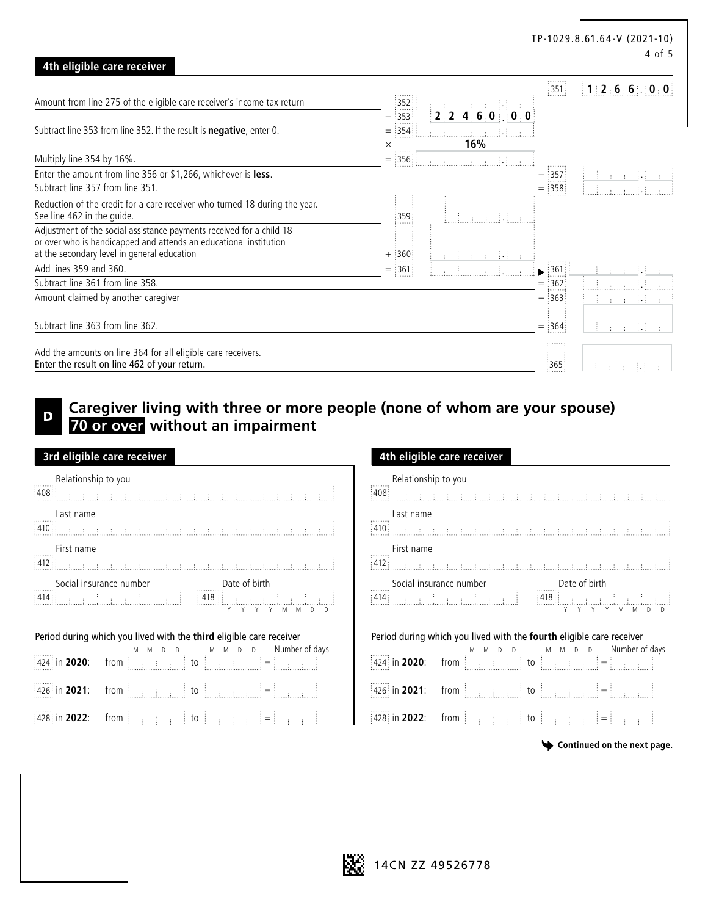## 4th eligible care receiver

| | | | | |
|---|---|---|---|---|
| | | | 351 | 1 266.00 |
| Amount from line 275 of the eligible care receiver's income tax return | 352 | | | |
| | − 353 | 22 460.00 | | |
| Subtract line 353 from line 352. If the result is **negative**, enter 0. | = 354 | | | |
| | × | 16% | | |
| Multiply line 354 by 16%. | = 356 | | | |
| Enter the amount from line 356 or $1,266, whichever is **less**. | | | − 357 | |
| Subtract line 357 from line 351. | | | = 358 | |
| Reduction of the credit for a care receiver who turned 18 during the year. See line 462 in the guide. | 359 | | | |
| Adjustment of the social assistance payments received for a child 18 or over who is handicapped and attends an educational institution at the secondary level in general education | + 360 | | | |
| Add lines 359 and 360. | = 361 | | ► − 361 | |
| Subtract line 361 from line 358. | | | = 362 | |
| Amount claimed by another caregiver | | | − 363 | |
| Subtract line 363 from line 362. | | | = 364 | |
| Add the amounts on line 364 for all eligible care receivers. Enter the result on line 462 of your return. | | | 365 | |

## D Caregiver living with three or more people (none of whom are your spouse) 70 or over without an impairment

### 3rd eligible care receiver

408 Relationship to you

410 Last name

412 First name

414 Social insurance number

418 Date of birth (Y Y Y Y M M D D)

Period during which you lived with the **third** eligible care receiver

| | | From (M M D D) | | To (M M D D) | | Number of days |
|---|---|---|---|---|---|---|
| 424 in **2020**: | from | | to | | = | |
| 426 in **2021**: | from | | to | | = | |
| 428 in **2022**: | from | | to | | = | |

### 4th eligible care receiver

408 Relationship to you

410 Last name

412 First name

414 Social insurance number

418 Date of birth (Y Y Y Y M M D D)

Period during which you lived with the **fourth** eligible care receiver

| | | From (M M D D) | | To (M M D D) | | Number of days |
|---|---|---|---|---|---|---|
| 424 in **2020**: | from | | to | | = | |
| 426 in **2021**: | from | | to | | = | |
| 428 in **2022**: | from | | to | | = | |

**Continued on the next page.**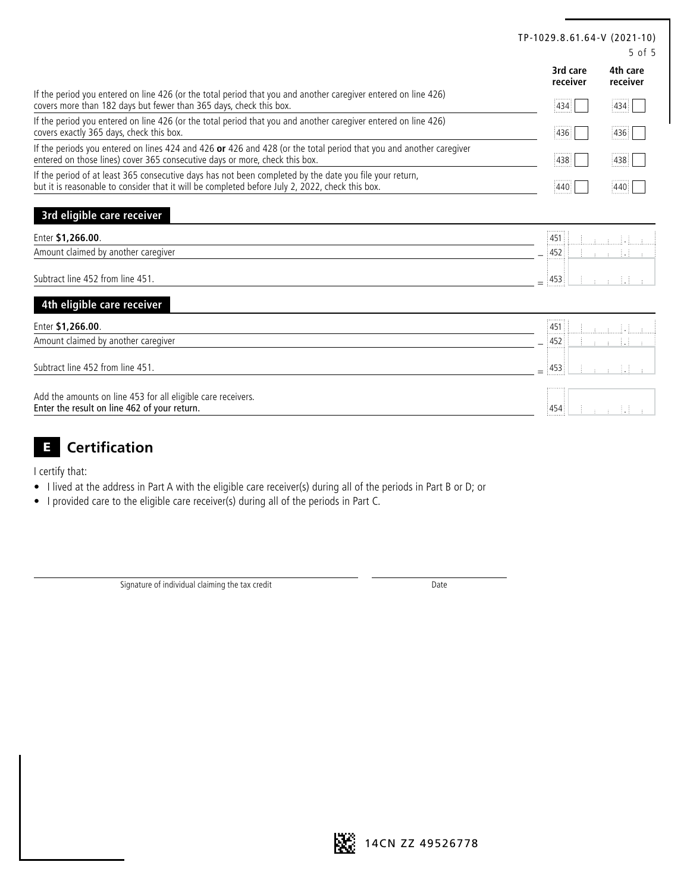| | 3rd care receiver | 4th care receiver |
|---|---|---|
| If the period you entered on line 426 (or the total period that you and another caregiver entered on line 426) covers more than 182 days but fewer than 365 days, check this box. | 434 ☐ | 434 ☐ |
| If the period you entered on line 426 (or the total period that you and another caregiver entered on line 426) covers exactly 365 days, check this box. | 436 ☐ | 436 ☐ |
| If the periods you entered on lines 424 and 426 **or** 426 and 428 (or the total period that you and another caregiver entered on those lines) cover 365 consecutive days or more, check this box. | 438 ☐ | 438 ☐ |
| If the period of at least 365 consecutive days has not been completed by the date you file your return, but it is reasonable to consider that it will be completed before July 2, 2022, check this box. | 440 ☐ | 440 ☐ |

### 3rd eligible care receiver

| | | | |
|---|---|---|---|
| Enter **$1,266.00**. | | 451 | |
| Amount claimed by another caregiver | – | 452 | |
| Subtract line 452 from line 451. | = | 453 | |

### 4th eligible care receiver

| | | | |
|---|---|---|---|
| Enter **$1,266.00**. | | 451 | |
| Amount claimed by another caregiver | – | 452 | |
| Subtract line 452 from line 451. | = | 453 | |
| Add the amounts on line 453 for all eligible care receivers. **Enter the result on line 462 of your return.** | | 454 | |

## E Certification

I certify that:

- I lived at the address in Part A with the eligible care receiver(s) during all of the periods in Part B or D; or
- I provided care to the eligible care receiver(s) during all of the periods in Part C.

Signature of individual claiming the tax credit

Date

14CN ZZ 49526778